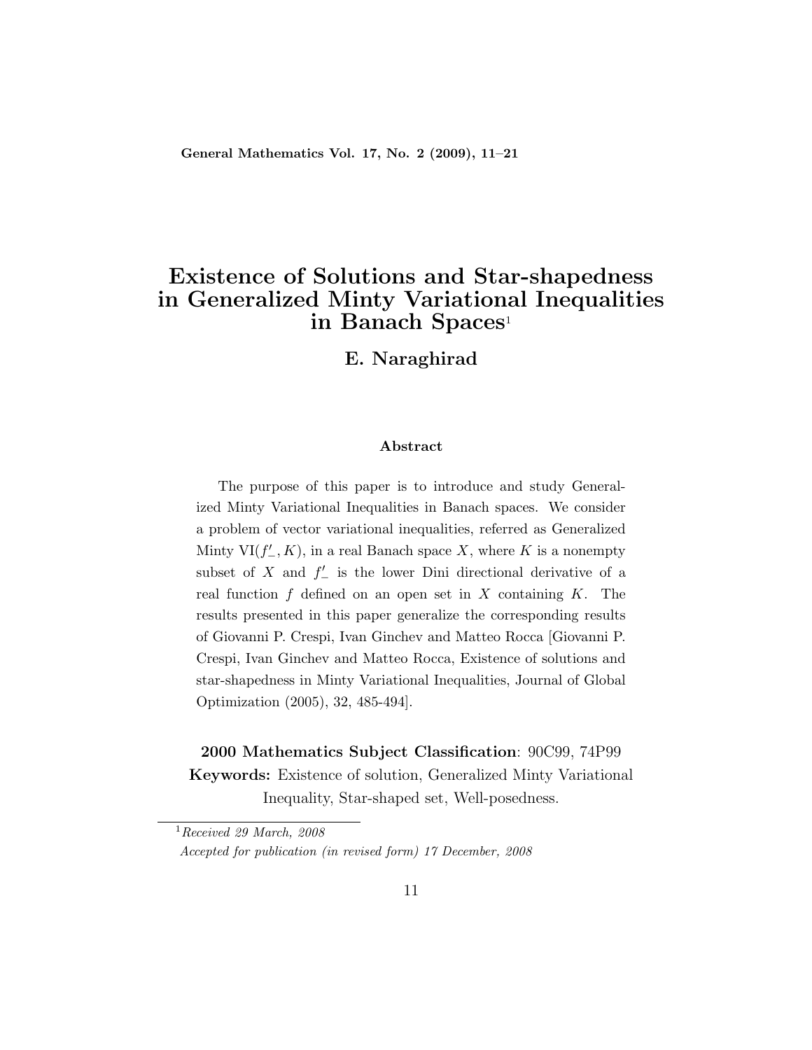# Existence of Solutions and Star-shapedness in Generalized Minty Variational Inequalities in Banach Spaces[1]

**E. Naraghirad**

#### Abstract

The purpose of this paper is to introduce and study Generalized Minty Variational Inequalities in Banach spaces. We consider a problem of vector variational inequalities, referred as Generalized Minty VI$(f'_-, K)$, in a real Banach space $X$, where $K$ is a nonempty subset of $X$ and $f'_-$ is the lower Dini directional derivative of a real function $f$ defined on an open set in $X$ containing $K$. The results presented in this paper generalize the corresponding results of Giovanni P. Crespi, Ivan Ginchev and Matteo Rocca [Giovanni P. Crespi, Ivan Ginchev and Matteo Rocca, Existence of solutions and star-shapedness in Minty Variational Inequalities, Journal of Global Optimization (2005), 32, 485-494].

**2000 Mathematics Subject Classification**: 90C99, 74P99

**Keywords:** Existence of solution, Generalized Minty Variational Inequality, Star-shaped set, Well-posedness.

---

[1] *Received 29 March, 2008*

*Accepted for publication (in revised form) 17 December, 2008*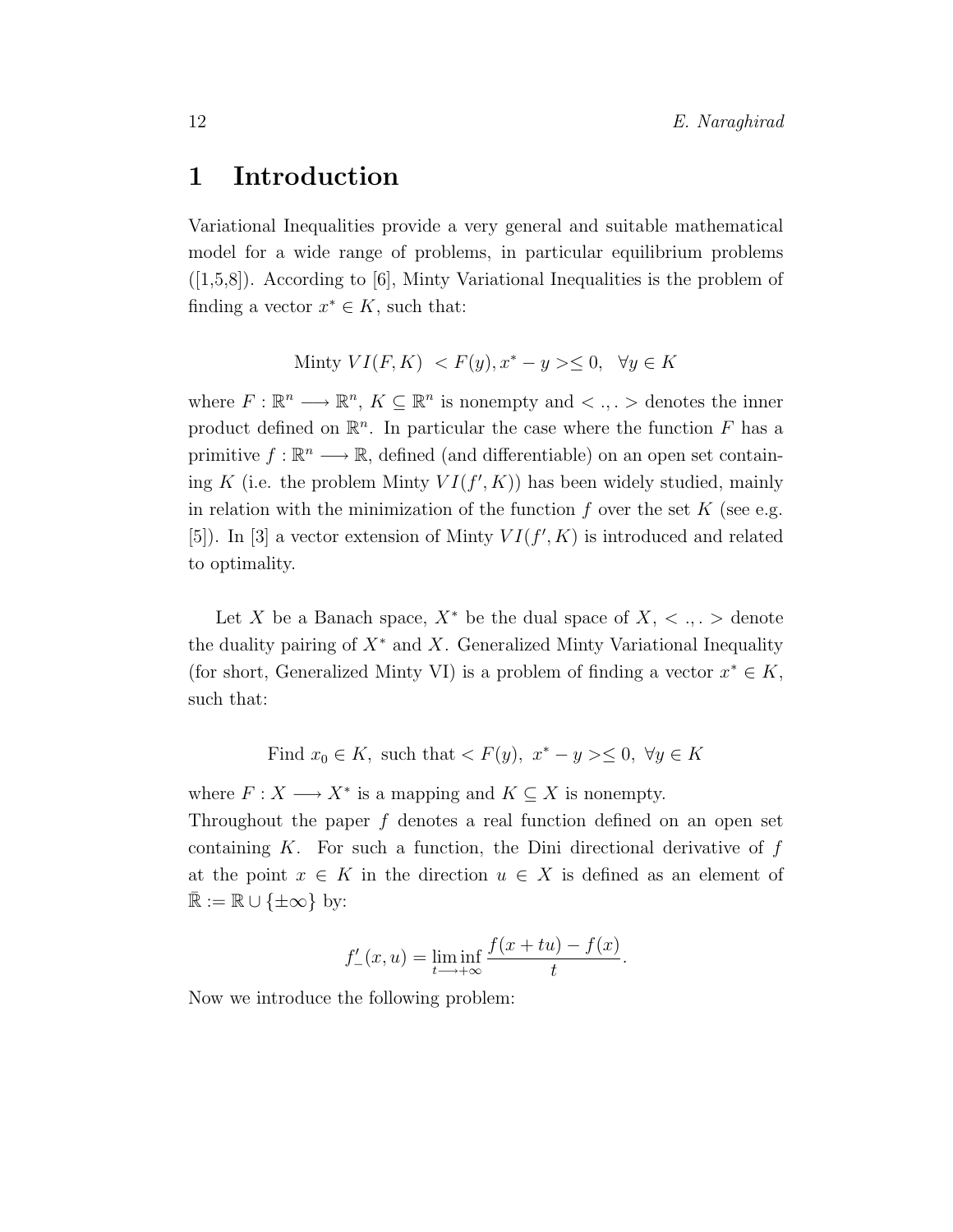# 1 Introduction

Variational Inequalities provide a very general and suitable mathematical model for a wide range of problems, in particular equilibrium problems ([1,5,8]). According to [6], Minty Variational Inequalities is the problem of finding a vector $x^* \in K$, such that:

$$\text{Minty } VI(F,K) \ \ < F(y), x^* - y > \leq 0, \ \ \forall y \in K$$

where $F : \mathbb{R}^n \longrightarrow \mathbb{R}^n$, $K \subseteq \mathbb{R}^n$ is nonempty and $< .,. >$ denotes the inner product defined on $\mathbb{R}^n$. In particular the case where the function $F$ has a primitive $f : \mathbb{R}^n \longrightarrow \mathbb{R}$, defined (and differentiable) on an open set containing $K$ (i.e. the problem Minty $VI(f', K)$) has been widely studied, mainly in relation with the minimization of the function $f$ over the set $K$ (see e.g. [5]). In [3] a vector extension of Minty $VI(f', K)$ is introduced and related to optimality.

Let $X$ be a Banach space, $X^*$ be the dual space of $X$, $< .,. >$ denote the duality pairing of $X^*$ and $X$. Generalized Minty Variational Inequality (for short, Generalized Minty VI) is a problem of finding a vector $x^* \in K$, such that:

$$\text{Find } x_0 \in K, \text{ such that} < F(y), \ x^* - y > \leq 0, \ \forall y \in K$$

where $F : X \longrightarrow X^*$ is a mapping and $K \subseteq X$ is nonempty.
Throughout the paper $f$ denotes a real function defined on an open set containing $K$. For such a function, the Dini directional derivative of $f$ at the point $x \in K$ in the direction $u \in X$ is defined as an element of $\bar{\mathbb{R}} := \mathbb{R} \cup \{\pm\infty\}$ by:

$$f'_{-}(x,u) = \liminf_{t \longrightarrow +\infty} \frac{f(x+tu) - f(x)}{t}.$$

Now we introduce the following problem: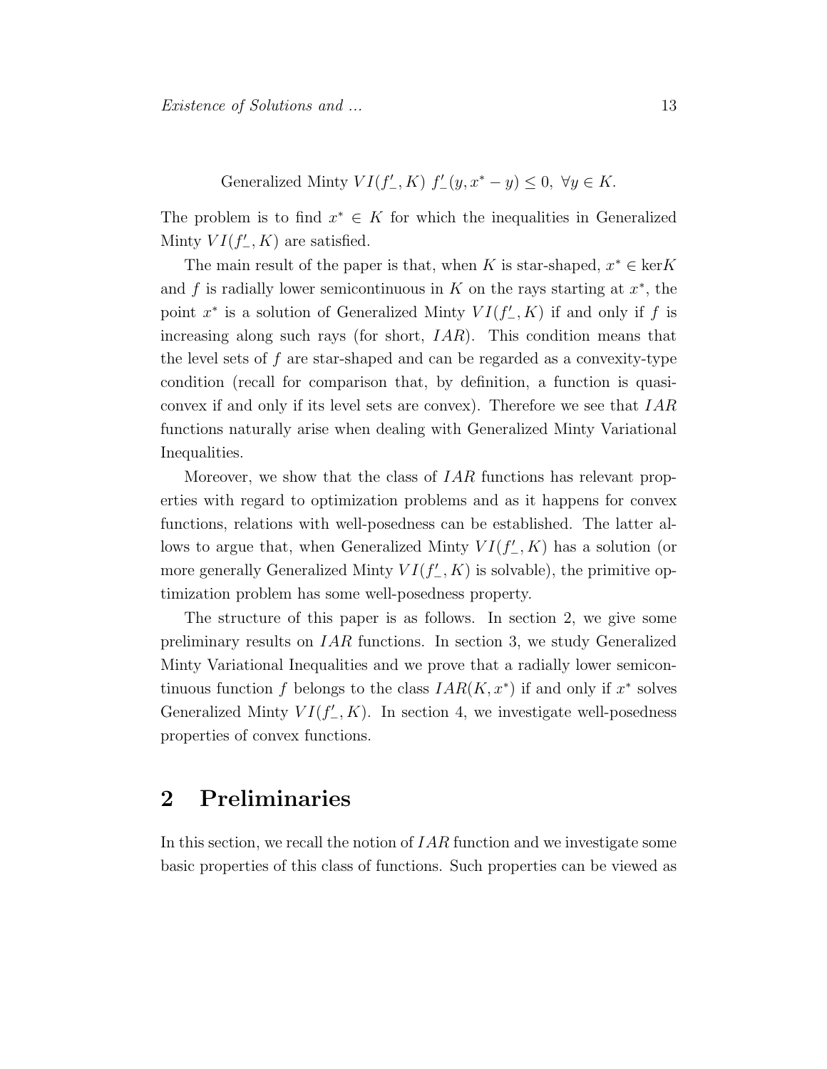$$\text{Generalized Minty } VI(f'_-, K) \ f'_-(y, x^* - y) \leq 0, \ \forall y \in K.$$

The problem is to find $x^* \in K$ for which the inequalities in Generalized Minty $VI(f'_-, K)$ are satisfied.

The main result of the paper is that, when $K$ is star-shaped, $x^* \in \ker K$ and $f$ is radially lower semicontinuous in $K$ on the rays starting at $x^*$, the point $x^*$ is a solution of Generalized Minty $VI(f'_-, K)$ if and only if $f$ is increasing along such rays (for short, $IAR$). This condition means that the level sets of $f$ are star-shaped and can be regarded as a convexity-type condition (recall for comparison that, by definition, a function is quasi-convex if and only if its level sets are convex). Therefore we see that $IAR$ functions naturally arise when dealing with Generalized Minty Variational Inequalities.

Moreover, we show that the class of $IAR$ functions has relevant properties with regard to optimization problems and as it happens for convex functions, relations with well-posedness can be established. The latter allows to argue that, when Generalized Minty $VI(f'_-, K)$ has a solution (or more generally Generalized Minty $VI(f'_-, K)$ is solvable), the primitive optimization problem has some well-posedness property.

The structure of this paper is as follows. In section 2, we give some preliminary results on $IAR$ functions. In section 3, we study Generalized Minty Variational Inequalities and we prove that a radially lower semicontinuous function $f$ belongs to the class $IAR(K, x^*)$ if and only if $x^*$ solves Generalized Minty $VI(f'_-, K)$. In section 4, we investigate well-posedness properties of convex functions.

## 2 Preliminaries

In this section, we recall the notion of $IAR$ function and we investigate some basic properties of this class of functions. Such properties can be viewed as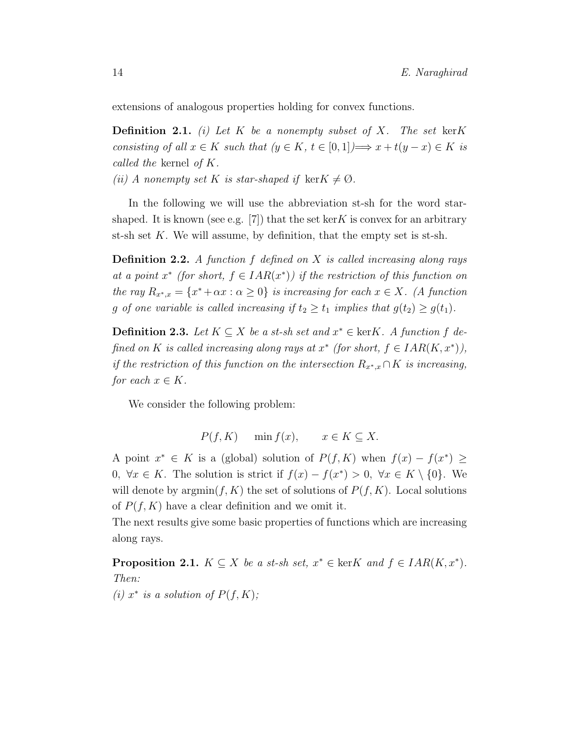extensions of analogous properties holding for convex functions.

**Definition 2.1.** *(i) Let $K$ be a nonempty subset of $X$. The set* $\ker K$ *consisting of all $x \in K$ such that $(y \in K,\ t \in [0,1]) \Longrightarrow x + t(y-x) \in K$ is called the* kernel *of $K$.*
*(ii) A nonempty set $K$ is star-shaped if $\ker K \neq \emptyset$.*

In the following we will use the abbreviation st-sh for the word star-shaped. It is known (see e.g. [7]) that the set $\ker K$ is convex for an arbitrary st-sh set $K$. We will assume, by definition, that the empty set is st-sh.

**Definition 2.2.** *A function $f$ defined on $X$ is called increasing along rays at a point $x^*$ (for short, $f \in IAR(x^*)$) if the restriction of this function on the ray $R_{x^*,x} = \{x^* + \alpha x : \alpha \geq 0\}$ is increasing for each $x \in X$. (A function $g$ of one variable is called increasing if $t_2 \geq t_1$ implies that $g(t_2) \geq g(t_1)$.*

**Definition 2.3.** *Let $K \subseteq X$ be a st-sh set and $x^* \in \ker K$. A function $f$ defined on $K$ is called increasing along rays at $x^*$ (for short, $f \in IAR(K, x^*)$), if the restriction of this function on the intersection $R_{x^*,x} \cap K$ is increasing, for each $x \in K$.*

We consider the following problem:

$$P(f,K) \qquad \min f(x), \qquad x \in K \subseteq X.$$

A point $x^* \in K$ is a (global) solution of $P(f,K)$ when $f(x) - f(x^*) \geq 0,\ \forall x \in K$. The solution is strict if $f(x) - f(x^*) > 0,\ \forall x \in K \setminus \{0\}$. We will denote by $\operatorname{argmin}(f,K)$ the set of solutions of $P(f,K)$. Local solutions of $P(f,K)$ have a clear definition and we omit it.
The next results give some basic properties of functions which are increasing along rays.

**Proposition 2.1.** *$K \subseteq X$ be a st-sh set, $x^* \in \ker K$ and $f \in IAR(K, x^*)$. Then:*
*(i) $x^*$ is a solution of $P(f,K)$;*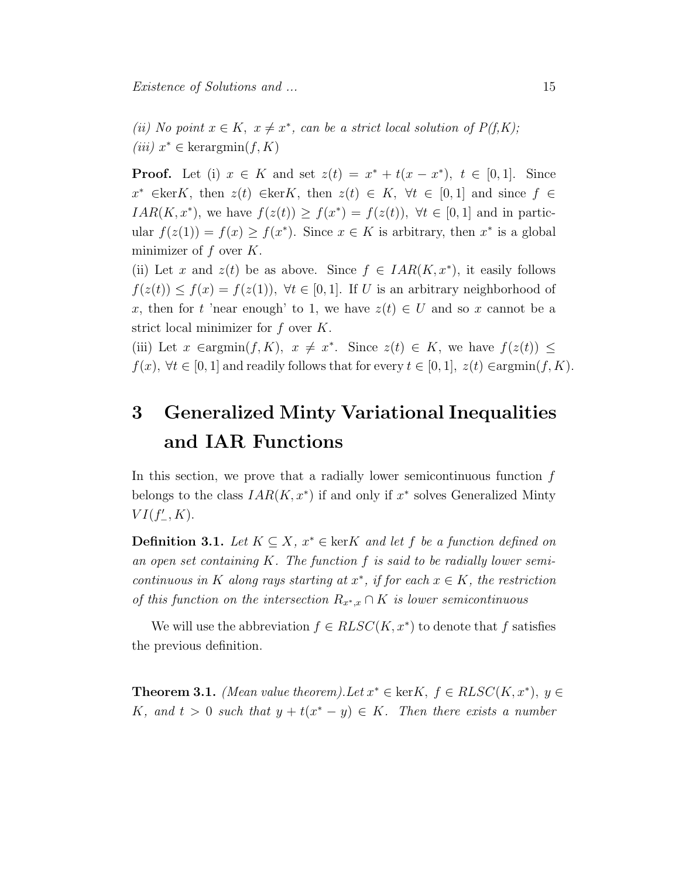*(ii) No point $x \in K,\ x \neq x^*$, can be a strict local solution of P(f,K);*
*(iii) $x^* \in \mathrm{kerargmin}(f, K)$*

**Proof.** Let (i) $x \in K$ and set $z(t) = x^* + t(x - x^*),\ t \in [0,1]$. Since $x^* \in$ker$K$, then $z(t) \in$ker$K$, then $z(t) \in K,\ \forall t \in [0,1]$ and since $f \in IAR(K, x^*)$, we have $f(z(t)) \geq f(x^*) = f(z(t)),\ \forall t \in [0,1]$ and in particular $f(z(1)) = f(x) \geq f(x^*)$. Since $x \in K$ is arbitrary, then $x^*$ is a global minimizer of $f$ over $K$.

(ii) Let $x$ and $z(t)$ be as above. Since $f \in IAR(K, x^*)$, it easily follows $f(z(t)) \leq f(x) = f(z(1)),\ \forall t \in [0,1]$. If $U$ is an arbitrary neighborhood of $x$, then for $t$ 'near enough' to 1, we have $z(t) \in U$ and so $x$ cannot be a strict local minimizer for $f$ over $K$.

(iii) Let $x \in$argmin$(f, K),\ x \neq x^*$. Since $z(t) \in K$, we have $f(z(t)) \leq f(x),\ \forall t \in [0,1]$ and readily follows that for every $t \in [0,1],\ z(t) \in$argmin$(f, K)$.

# 3 Generalized Minty Variational Inequalities and IAR Functions

In this section, we prove that a radially lower semicontinuous function $f$ belongs to the class $IAR(K, x^*)$ if and only if $x^*$ solves Generalized Minty $VI(f'_-, K)$.

**Definition 3.1.** *Let $K \subseteq X$, $x^* \in \ker K$ and let $f$ be a function defined on an open set containing $K$. The function $f$ is said to be radially lower semicontinuous in $K$ along rays starting at $x^*$, if for each $x \in K$, the restriction of this function on the intersection $R_{x^*,x} \cap K$ is lower semicontinuous*

We will use the abbreviation $f \in RLSC(K, x^*)$ to denote that $f$ satisfies the previous definition.

**Theorem 3.1.** *(Mean value theorem).Let $x^* \in \ker K,\ f \in RLSC(K, x^*),\ y \in K$, and $t > 0$ such that $y + t(x^* - y) \in K$. Then there exists a number*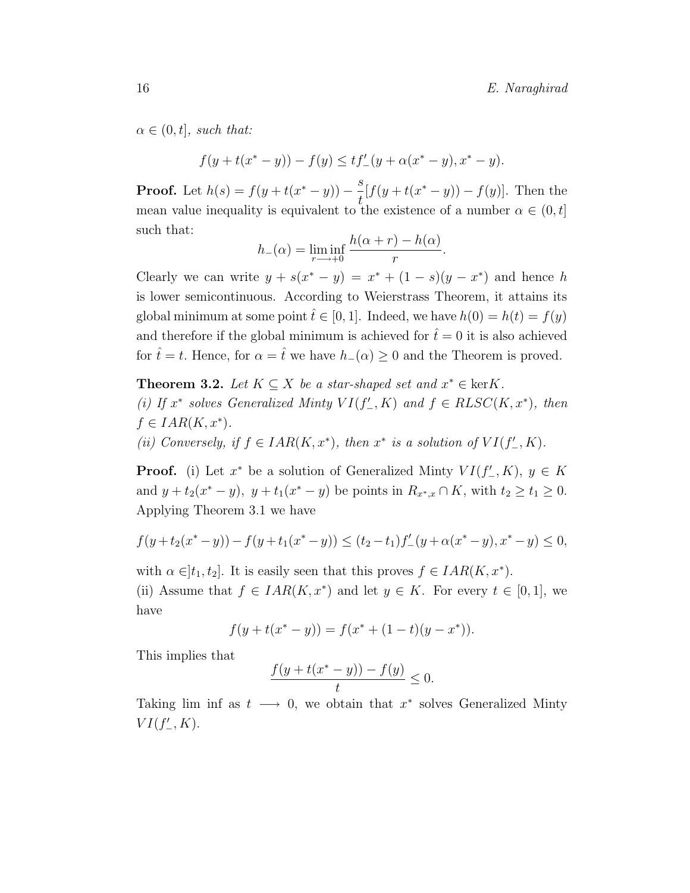*$\alpha \in (0, t]$, such that:*

$$f(y + t(x^* - y)) - f(y) \leq t f'_-(y + \alpha(x^* - y), x^* - y).$$

**Proof.** Let $h(s) = f(y + t(x^* - y)) - \frac{s}{t}[f(y + t(x^* - y)) - f(y)]$. Then the mean value inequality is equivalent to the existence of a number $\alpha \in (0, t]$ such that:

$$h_-(\alpha) = \liminf_{r \longrightarrow +0} \frac{h(\alpha + r) - h(\alpha)}{r}.$$

Clearly we can write $y + s(x^* - y) = x^* + (1 - s)(y - x^*)$ and hence $h$ is lower semicontinuous. According to Weierstrass Theorem, it attains its global minimum at some point $\hat{t} \in [0, 1]$. Indeed, we have $h(0) = h(t) = f(y)$ and therefore if the global minimum is achieved for $\hat{t} = 0$ it is also achieved for $\hat{t} = t$. Hence, for $\alpha = \hat{t}$ we have $h_-(\alpha) \geq 0$ and the Theorem is proved.

**Theorem 3.2.** *Let $K \subseteq X$ be a star-shaped set and $x^* \in \ker K$.*
*(i) If $x^*$ solves Generalized Minty $VI(f'_-, K)$ and $f \in RLSC(K, x^*)$, then $f \in IAR(K, x^*)$.*
*(ii) Conversely, if $f \in IAR(K, x^*)$, then $x^*$ is a solution of $VI(f'_-, K)$.*

**Proof.** (i) Let $x^*$ be a solution of Generalized Minty $VI(f'_-, K)$, $y \in K$ and $y + t_2(x^* - y),\ y + t_1(x^* - y)$ be points in $R_{x^*,x} \cap K$, with $t_2 \geq t_1 \geq 0$. Applying Theorem 3.1 we have

$$f(y + t_2(x^* - y)) - f(y + t_1(x^* - y)) \leq (t_2 - t_1) f'_-(y + \alpha(x^* - y), x^* - y) \leq 0,$$

with $\alpha \in ]t_1, t_2]$. It is easily seen that this proves $f \in IAR(K, x^*)$.
(ii) Assume that $f \in IAR(K, x^*)$ and let $y \in K$. For every $t \in [0, 1]$, we have

$$f(y + t(x^* - y)) = f(x^* + (1 - t)(y - x^*)).$$

This implies that

$$\frac{f(y + t(x^* - y)) - f(y)}{t} \leq 0.$$

Taking lim inf as $t \longrightarrow 0$, we obtain that $x^*$ solves Generalized Minty $VI(f'_-, K)$.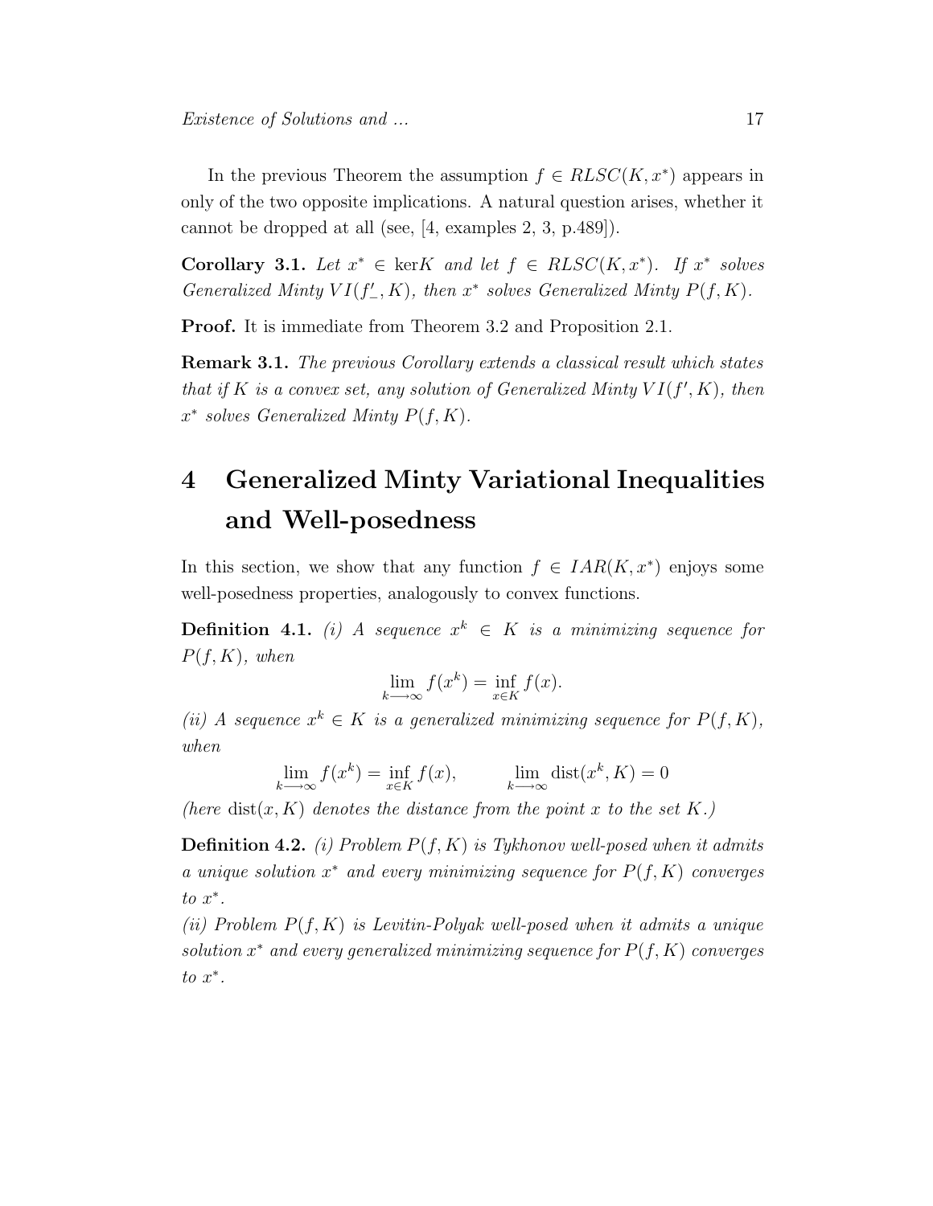In the previous Theorem the assumption $f \in RLSC(K, x^*)$ appears in only of the two opposite implications. A natural question arises, whether it cannot be dropped at all (see, [4, examples 2, 3, p.489]).

**Corollary 3.1.** *Let $x^* \in \ker K$ and let $f \in RLSC(K, x^*)$. If $x^*$ solves Generalized Minty $VI(f'_-, K)$, then $x^*$ solves Generalized Minty $P(f, K)$.*

**Proof.** It is immediate from Theorem 3.2 and Proposition 2.1.

**Remark 3.1.** *The previous Corollary extends a classical result which states that if $K$ is a convex set, any solution of Generalized Minty $VI(f', K)$, then $x^*$ solves Generalized Minty $P(f, K)$.*

# 4 Generalized Minty Variational Inequalities and Well-posedness

In this section, we show that any function $f \in IAR(K, x^*)$ enjoys some well-posedness properties, analogously to convex functions.

**Definition 4.1.** *(i) A sequence $x^k \in K$ is a minimizing sequence for $P(f, K)$, when*

$$\lim_{k \longrightarrow \infty} f(x^k) = \inf_{x \in K} f(x).$$

*(ii) A sequence $x^k \in K$ is a generalized minimizing sequence for $P(f, K)$, when*

$$\lim_{k \longrightarrow \infty} f(x^k) = \inf_{x \in K} f(x), \qquad \lim_{k \longrightarrow \infty} \operatorname{dist}(x^k, K) = 0$$

*(here $\operatorname{dist}(x, K)$ denotes the distance from the point $x$ to the set $K$.)*

**Definition 4.2.** *(i) Problem $P(f, K)$ is Tykhonov well-posed when it admits a unique solution $x^*$ and every minimizing sequence for $P(f, K)$ converges to $x^*$.*

*(ii) Problem $P(f, K)$ is Levitin-Polyak well-posed when it admits a unique solution $x^*$ and every generalized minimizing sequence for $P(f, K)$ converges to $x^*$.*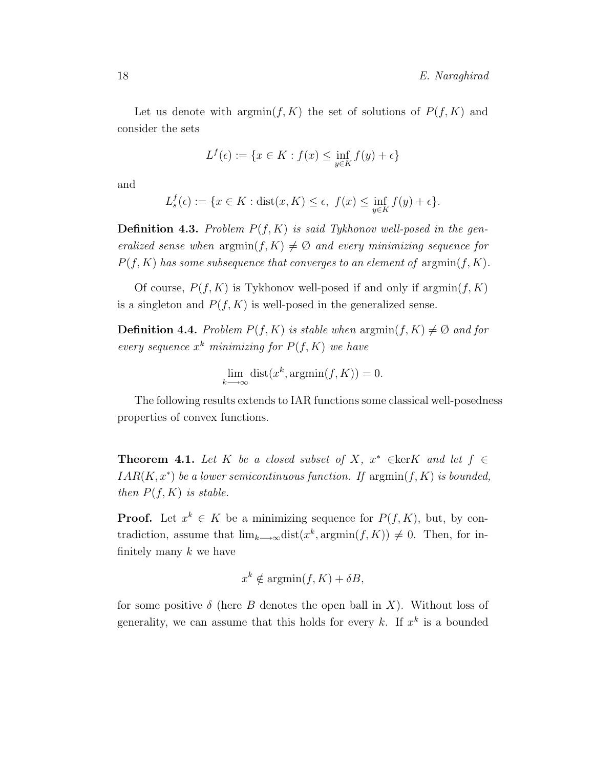Let us denote with $\text{argmin}(f, K)$ the set of solutions of $P(f, K)$ and consider the sets

$$L^f(\epsilon) := \{x \in K : f(x) \leq \inf_{y \in K} f(y) + \epsilon\}$$

and

$$L^f_s(\epsilon) := \{x \in K : \text{dist}(x, K) \leq \epsilon,\ f(x) \leq \inf_{y \in K} f(y) + \epsilon\}.$$

**Definition 4.3.** *Problem $P(f, K)$ is said Tykhonov well-posed in the generalized sense when $\text{argmin}(f, K) \neq \emptyset$ and every minimizing sequence for $P(f, K)$ has some subsequence that converges to an element of $\text{argmin}(f, K)$.*

Of course, $P(f, K)$ is Tykhonov well-posed if and only if $\text{argmin}(f, K)$ is a singleton and $P(f, K)$ is well-posed in the generalized sense.

**Definition 4.4.** *Problem $P(f, K)$ is stable when $\text{argmin}(f, K) \neq \emptyset$ and for every sequence $x^k$ minimizing for $P(f, K)$ we have*

$$\lim_{k \longrightarrow \infty} \text{dist}(x^k, \text{argmin}(f, K)) = 0.$$

The following results extends to IAR functions some classical well-posedness properties of convex functions.

**Theorem 4.1.** *Let $K$ be a closed subset of $X$, $x^* \in \ker K$ and let $f \in IAR(K, x^*)$ be a lower semicontinuous function. If $\text{argmin}(f, K)$ is bounded, then $P(f, K)$ is stable.*

**Proof.** Let $x^k \in K$ be a minimizing sequence for $P(f, K)$, but, by contradiction, assume that $\lim_{k \longrightarrow \infty} \text{dist}(x^k, \text{argmin}(f, K)) \neq 0$. Then, for infinitely many $k$ we have

$$x^k \notin \text{argmin}(f, K) + \delta B,$$

for some positive $\delta$ (here $B$ denotes the open ball in $X$). Without loss of generality, we can assume that this holds for every $k$. If $x^k$ is a bounded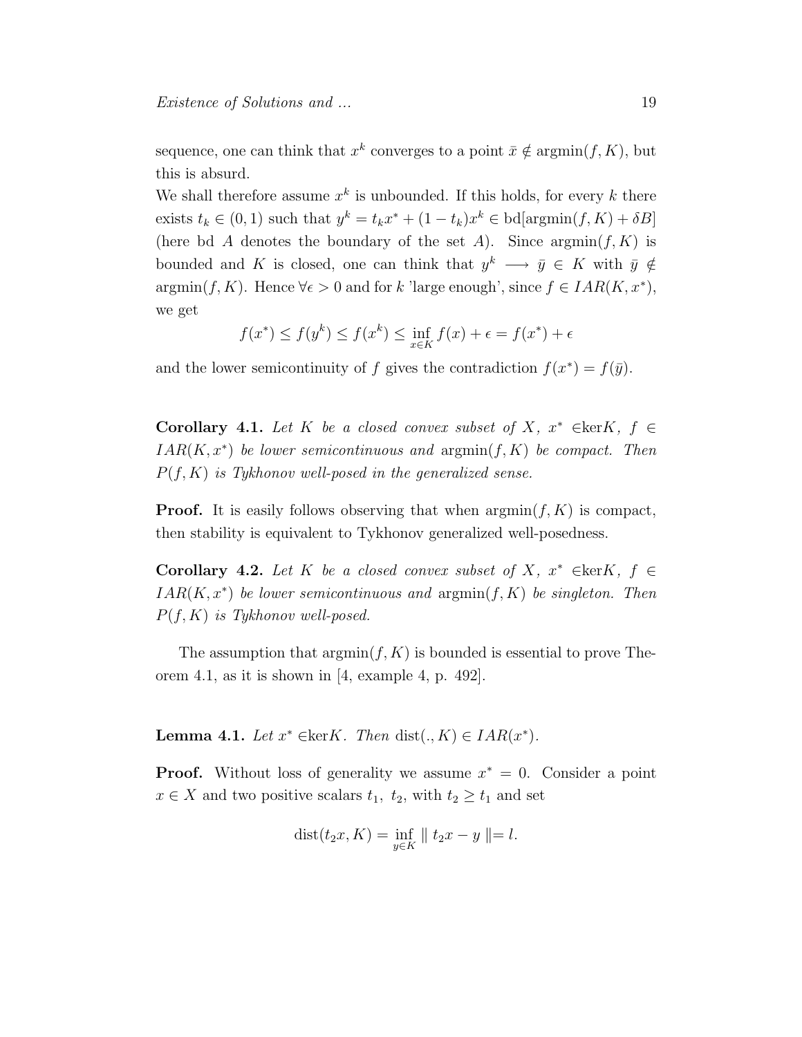sequence, one can think that $x^k$ converges to a point $\bar{x} \notin \text{argmin}(f, K)$, but this is absurd.
We shall therefore assume $x^k$ is unbounded. If this holds, for every $k$ there exists $t_k \in (0, 1)$ such that $y^k = t_k x^* + (1 - t_k)x^k \in \text{bd}[\text{argmin}(f, K) + \delta B]$ (here bd $A$ denotes the boundary of the set $A$). Since $\text{argmin}(f, K)$ is bounded and $K$ is closed, one can think that $y^k \longrightarrow \bar{y} \in K$ with $\bar{y} \notin \text{argmin}(f, K)$. Hence $\forall \epsilon > 0$ and for $k$ 'large enough', since $f \in IAR(K, x^*)$, we get

$$f(x^*) \leq f(y^k) \leq f(x^k) \leq \inf_{x \in K} f(x) + \epsilon = f(x^*) + \epsilon$$

and the lower semicontinuity of $f$ gives the contradiction $f(x^*) = f(\bar{y})$.

**Corollary 4.1.** *Let $K$ be a closed convex subset of $X$, $x^* \in$*ker*$K$, $f \in IAR(K, x^*)$ be lower semicontinuous and* $\text{argmin}(f, K)$ *be compact. Then $P(f, K)$ is Tykhonov well-posed in the generalized sense.*

**Proof.** It is easily follows observing that when $\text{argmin}(f, K)$ is compact, then stability is equivalent to Tykhonov generalized well-posedness.

**Corollary 4.2.** *Let $K$ be a closed convex subset of $X$, $x^* \in$*ker*$K$, $f \in IAR(K, x^*)$ be lower semicontinuous and* $\text{argmin}(f, K)$ *be singleton. Then $P(f, K)$ is Tykhonov well-posed.*

The assumption that $\text{argmin}(f, K)$ is bounded is essential to prove Theorem 4.1, as it is shown in [4, example 4, p. 492].

**Lemma 4.1.** *Let $x^* \in$*ker*$K$. Then* $\text{dist}(., K) \in IAR(x^*)$.

**Proof.** Without loss of generality we assume $x^* = 0$. Consider a point $x \in X$ and two positive scalars $t_1$, $t_2$, with $t_2 \geq t_1$ and set

$$\text{dist}(t_2 x, K) = \inf_{y \in K} \| t_2 x - y \| = l.$$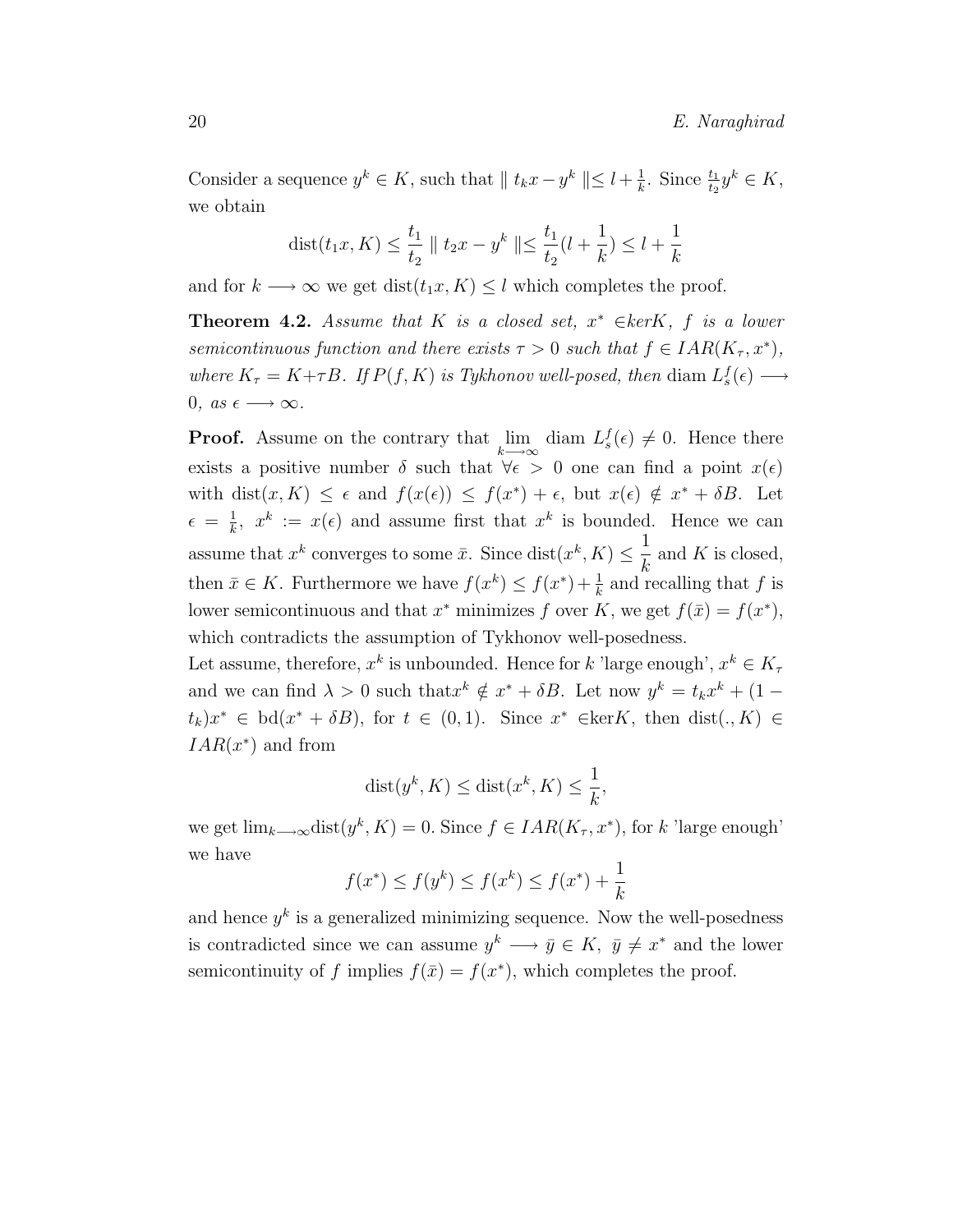Consider a sequence $y^k \in K$, such that $\| t_k x - y^k \| \leq l + \frac{1}{k}$. Since $\frac{t_1}{t_2} y^k \in K$, we obtain

$$\text{dist}(t_1 x, K) \leq \frac{t_1}{t_2} \| t_2 x - y^k \| \leq \frac{t_1}{t_2}(l + \frac{1}{k}) \leq l + \frac{1}{k}$$

and for $k \longrightarrow \infty$ we get $\text{dist}(t_1 x, K) \leq l$ which completes the proof.

**Theorem 4.2.** *Assume that $K$ is a closed set, $x^* \in ker K$, $f$ is a lower semicontinuous function and there exists $\tau > 0$ such that $f \in IAR(K_\tau, x^*)$, where $K_\tau = K + \tau B$. If $P(f, K)$ is Tykhonov well-posed, then* diam $L_s^f(\epsilon) \longrightarrow 0$*, as $\epsilon \longrightarrow \infty$.*

**Proof.** Assume on the contrary that $\lim_{k \longrightarrow \infty}$ diam $L_s^f(\epsilon) \neq 0$. Hence there exists a positive number $\delta$ such that $\forall \epsilon > 0$ one can find a point $x(\epsilon)$ with $\text{dist}(x, K) \leq \epsilon$ and $f(x(\epsilon)) \leq f(x^*) + \epsilon$, but $x(\epsilon) \notin x^* + \delta B$. Let $\epsilon = \frac{1}{k}$, $x^k := x(\epsilon)$ and assume first that $x^k$ is bounded. Hence we can assume that $x^k$ converges to some $\bar{x}$. Since $\text{dist}(x^k, K) \leq \dfrac{1}{k}$ and $K$ is closed, then $\bar{x} \in K$. Furthermore we have $f(x^k) \leq f(x^*) + \frac{1}{k}$ and recalling that $f$ is lower semicontinuous and that $x^*$ minimizes $f$ over $K$, we get $f(\bar{x}) = f(x^*)$, which contradicts the assumption of Tykhonov well-posedness.

Let assume, therefore, $x^k$ is unbounded. Hence for $k$ 'large enough', $x^k \in K_\tau$ and we can find $\lambda > 0$ such that$x^k \notin x^* + \delta B$. Let now $y^k = t_k x^k + (1 - t_k)x^* \in \text{bd}(x^* + \delta B)$, for $t \in (0, 1)$. Since $x^* \in \text{ker} K$, then $\text{dist}(., K) \in IAR(x^*)$ and from

$$\text{dist}(y^k, K) \leq \text{dist}(x^k, K) \leq \frac{1}{k},$$

we get $\lim_{k \longrightarrow \infty} \text{dist}(y^k, K) = 0$. Since $f \in IAR(K_\tau, x^*)$, for $k$ 'large enough' we have

$$f(x^*) \leq f(y^k) \leq f(x^k) \leq f(x^*) + \frac{1}{k}$$

and hence $y^k$ is a generalized minimizing sequence. Now the well-posedness is contradicted since we can assume $y^k \longrightarrow \bar{y} \in K$, $\bar{y} \neq x^*$ and the lower semicontinuity of $f$ implies $f(\bar{x}) = f(x^*)$, which completes the proof.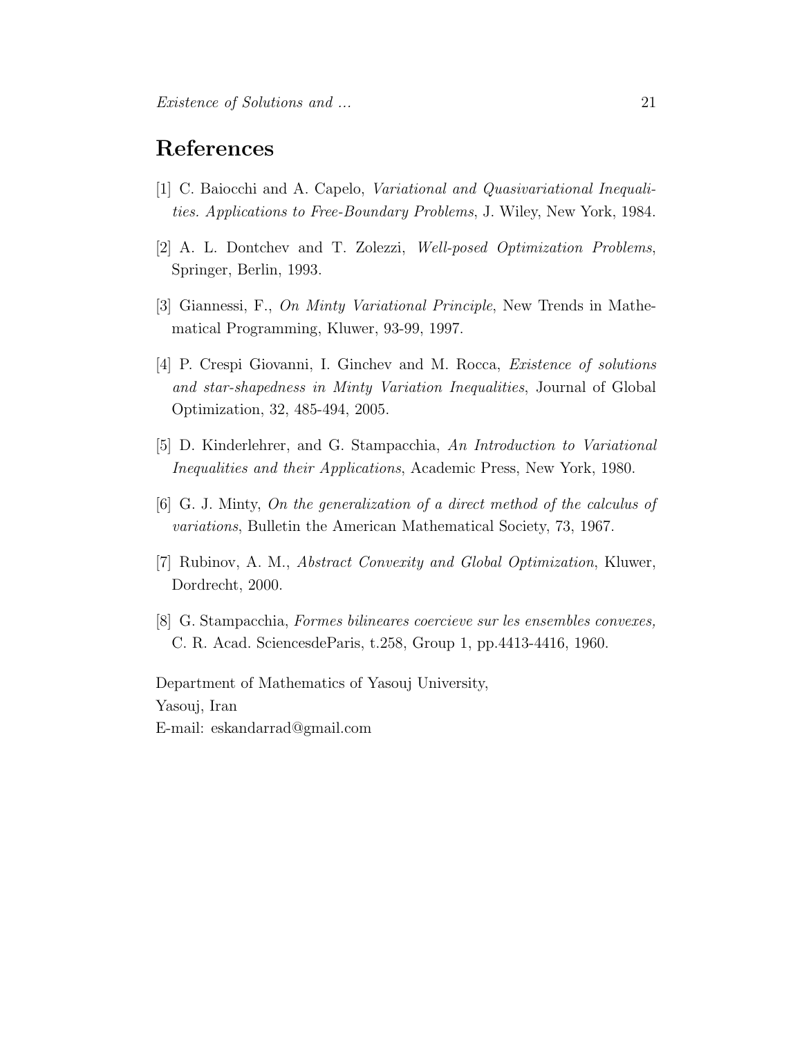## References

[1] C. Baiocchi and A. Capelo, *Variational and Quasivariational Inequalities. Applications to Free-Boundary Problems*, J. Wiley, New York, 1984.

[2] A. L. Dontchev and T. Zolezzi, *Well-posed Optimization Problems*, Springer, Berlin, 1993.

[3] Giannessi, F., *On Minty Variational Principle*, New Trends in Mathematical Programming, Kluwer, 93-99, 1997.

[4] P. Crespi Giovanni, I. Ginchev and M. Rocca, *Existence of solutions and star-shapedness in Minty Variation Inequalities*, Journal of Global Optimization, 32, 485-494, 2005.

[5] D. Kinderlehrer, and G. Stampacchia, *An Introduction to Variational Inequalities and their Applications*, Academic Press, New York, 1980.

[6] G. J. Minty, *On the generalization of a direct method of the calculus of variations*, Bulletin the American Mathematical Society, 73, 1967.

[7] Rubinov, A. M., *Abstract Convexity and Global Optimization*, Kluwer, Dordrecht, 2000.

[8] G. Stampacchia, *Formes bilineares coercieve sur les ensembles convexes,* C. R. Acad. SciencesdeParis, t.258, Group 1, pp.4413-4416, 1960.

Department of Mathematics of Yasouj University,
Yasouj, Iran
E-mail: eskandarrad@gmail.com